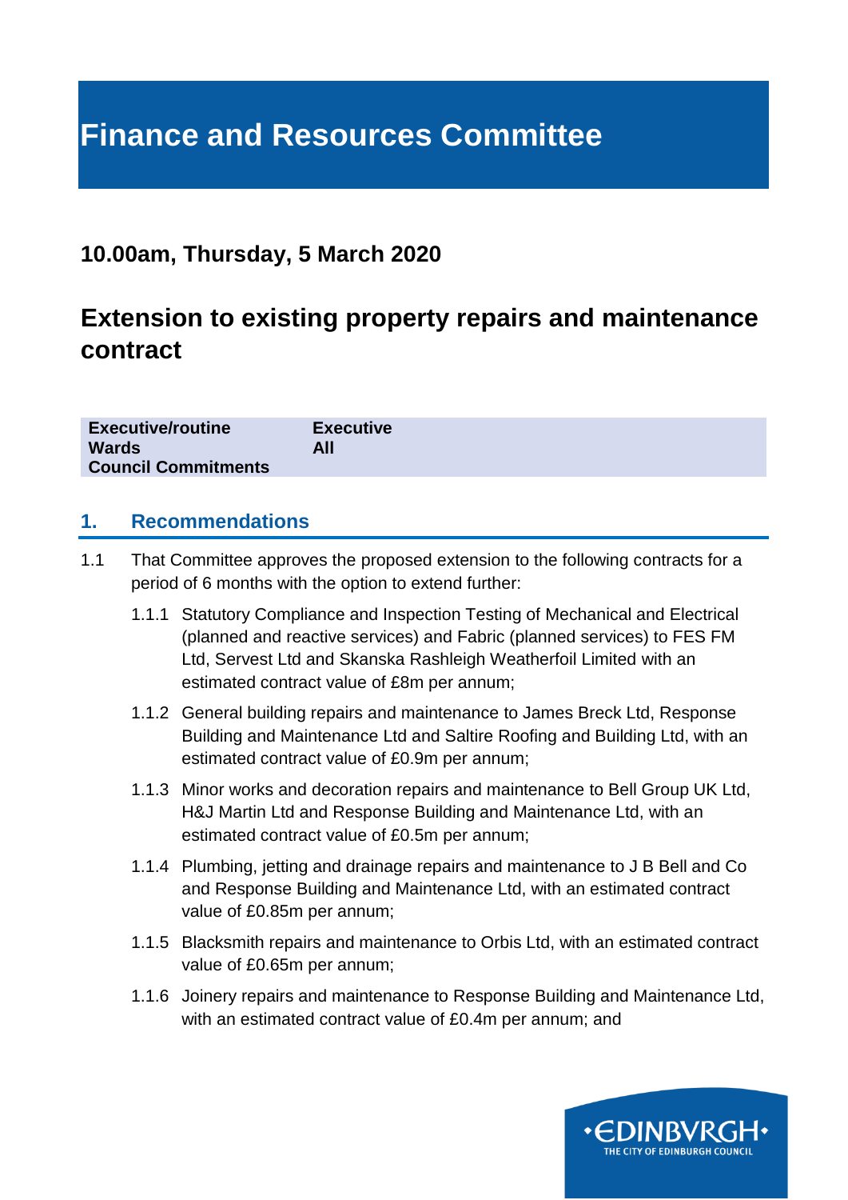# Finance and Resources Committee

## 10.00am, Thursday, 5 March 2020

## Extension to existing property repairs and maintenance contract

| | |
|---|---|
| **Executive/routine** | **Executive** |
| **Wards** | **All** |
| **Council Commitments** | |

## 1. Recommendations

1.1 That Committee approves the proposed extension to the following contracts for a period of 6 months with the option to extend further:

- 1.1.1 Statutory Compliance and Inspection Testing of Mechanical and Electrical (planned and reactive services) and Fabric (planned services) to FES FM Ltd, Servest Ltd and Skanska Rashleigh Weatherfoil Limited with an estimated contract value of £8m per annum;
- 1.1.2 General building repairs and maintenance to James Breck Ltd, Response Building and Maintenance Ltd and Saltire Roofing and Building Ltd, with an estimated contract value of £0.9m per annum;
- 1.1.3 Minor works and decoration repairs and maintenance to Bell Group UK Ltd, H&J Martin Ltd and Response Building and Maintenance Ltd, with an estimated contract value of £0.5m per annum;
- 1.1.4 Plumbing, jetting and drainage repairs and maintenance to J B Bell and Co and Response Building and Maintenance Ltd, with an estimated contract value of £0.85m per annum;
- 1.1.5 Blacksmith repairs and maintenance to Orbis Ltd, with an estimated contract value of £0.65m per annum;
- 1.1.6 Joinery repairs and maintenance to Response Building and Maintenance Ltd, with an estimated contract value of £0.4m per annum; and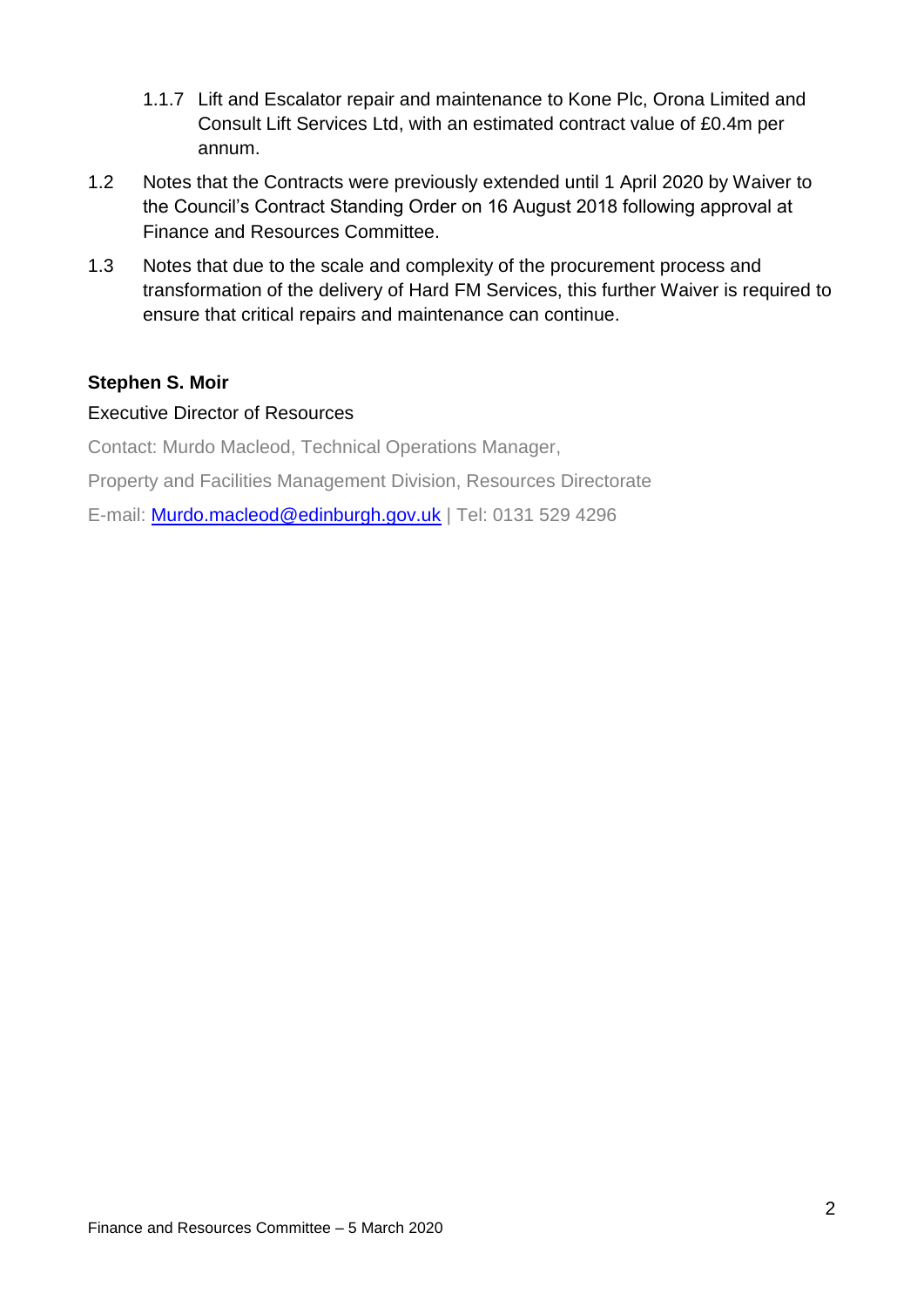1.1.7 Lift and Escalator repair and maintenance to Kone Plc, Orona Limited and Consult Lift Services Ltd, with an estimated contract value of £0.4m per annum.

1.2 Notes that the Contracts were previously extended until 1 April 2020 by Waiver to the Council's Contract Standing Order on 16 August 2018 following approval at Finance and Resources Committee.

1.3 Notes that due to the scale and complexity of the procurement process and transformation of the delivery of Hard FM Services, this further Waiver is required to ensure that critical repairs and maintenance can continue.

**Stephen S. Moir**

Executive Director of Resources

Contact: Murdo Macleod, Technical Operations Manager,

Property and Facilities Management Division, Resources Directorate

E-mail: Murdo.macleod@edinburgh.gov.uk | Tel: 0131 529 4296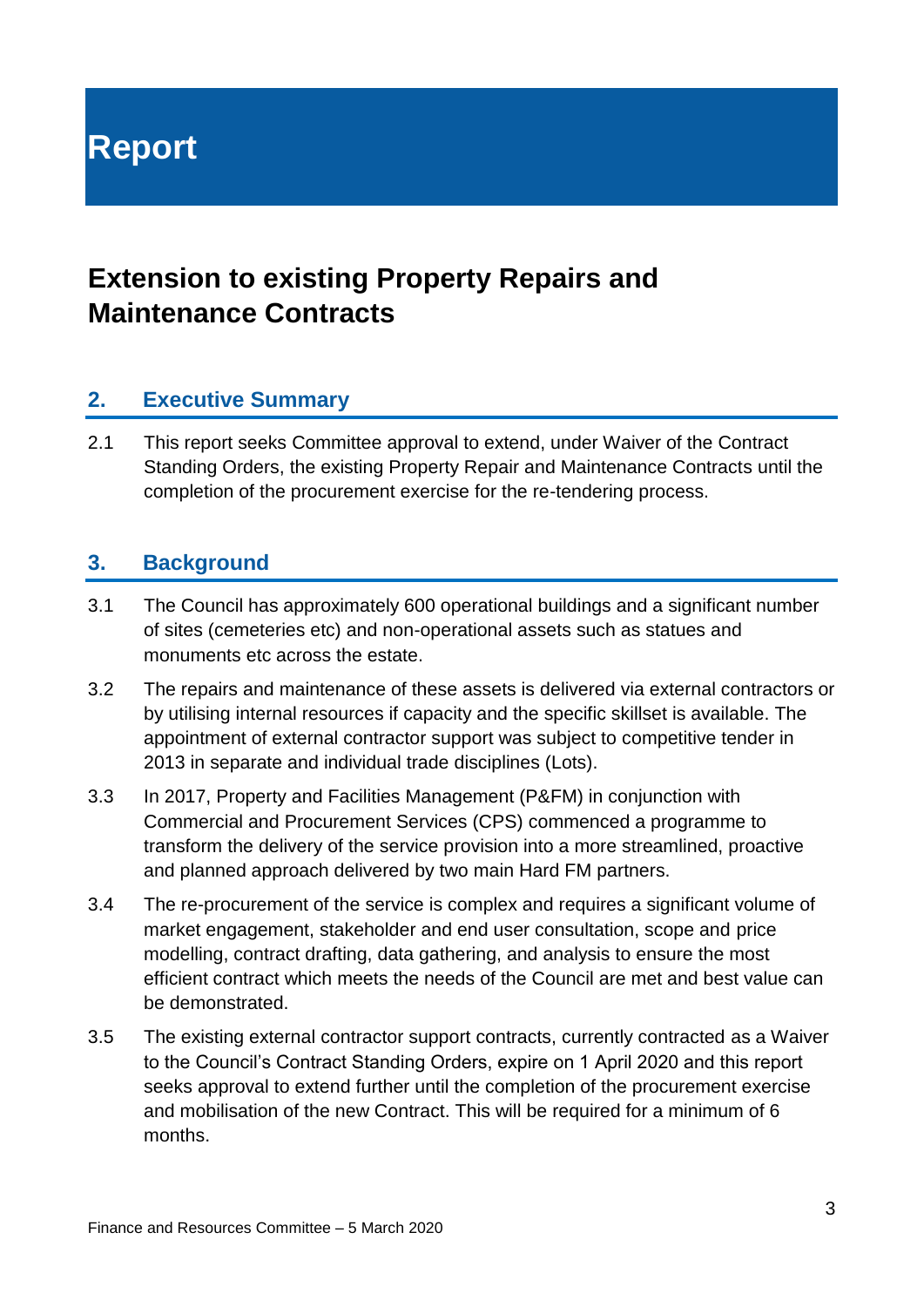# Report

## Extension to existing Property Repairs and Maintenance Contracts

### 2. Executive Summary

2.1 This report seeks Committee approval to extend, under Waiver of the Contract Standing Orders, the existing Property Repair and Maintenance Contracts until the completion of the procurement exercise for the re-tendering process.

### 3. Background

3.1 The Council has approximately 600 operational buildings and a significant number of sites (cemeteries etc) and non-operational assets such as statues and monuments etc across the estate.

3.2 The repairs and maintenance of these assets is delivered via external contractors or by utilising internal resources if capacity and the specific skillset is available. The appointment of external contractor support was subject to competitive tender in 2013 in separate and individual trade disciplines (Lots).

3.3 In 2017, Property and Facilities Management (P&FM) in conjunction with Commercial and Procurement Services (CPS) commenced a programme to transform the delivery of the service provision into a more streamlined, proactive and planned approach delivered by two main Hard FM partners.

3.4 The re-procurement of the service is complex and requires a significant volume of market engagement, stakeholder and end user consultation, scope and price modelling, contract drafting, data gathering, and analysis to ensure the most efficient contract which meets the needs of the Council are met and best value can be demonstrated.

3.5 The existing external contractor support contracts, currently contracted as a Waiver to the Council's Contract Standing Orders, expire on 1 April 2020 and this report seeks approval to extend further until the completion of the procurement exercise and mobilisation of the new Contract. This will be required for a minimum of 6 months.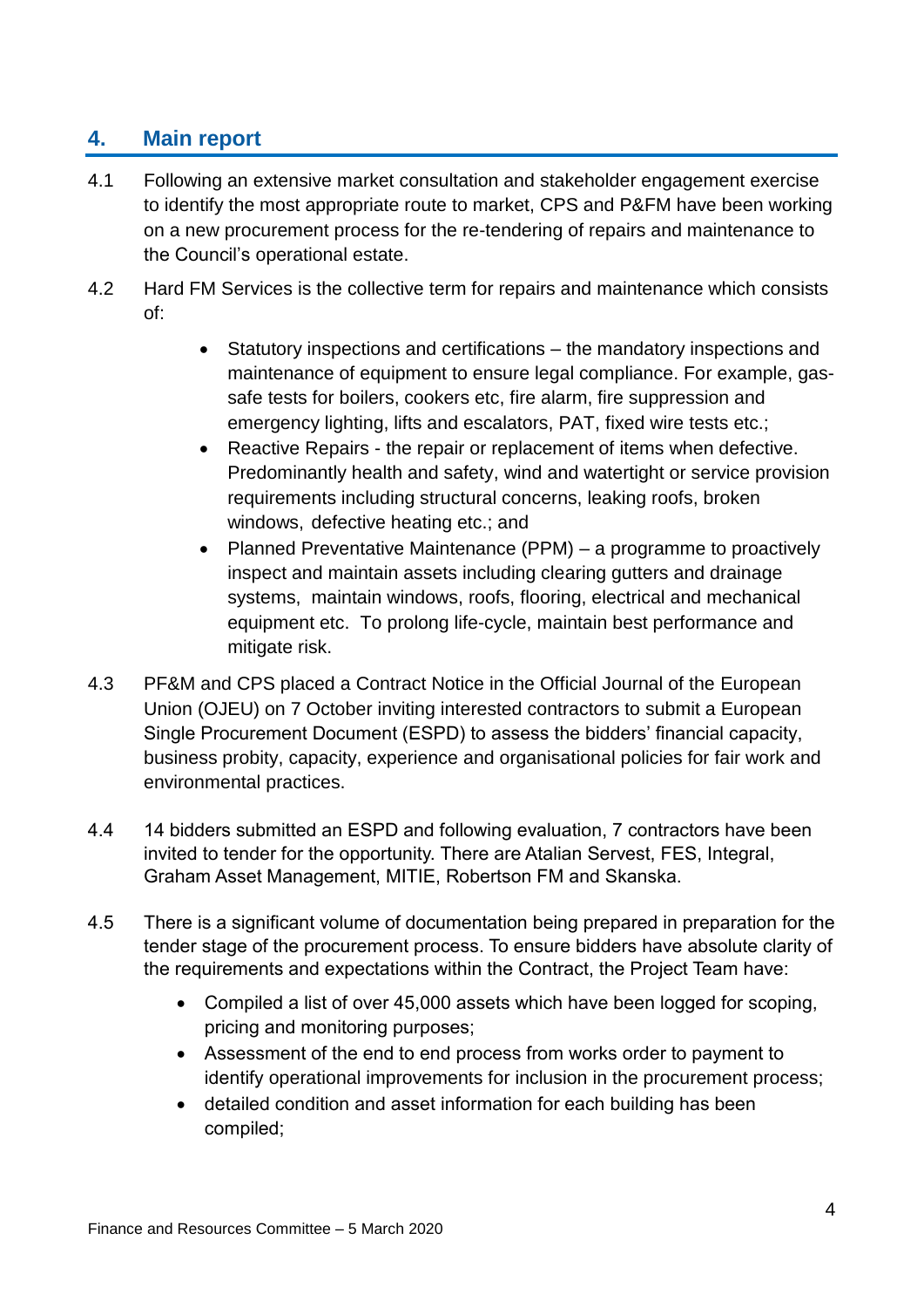## 4. Main report

4.1 Following an extensive market consultation and stakeholder engagement exercise to identify the most appropriate route to market, CPS and P&FM have been working on a new procurement process for the re-tendering of repairs and maintenance to the Council's operational estate.

4.2 Hard FM Services is the collective term for repairs and maintenance which consists of:

- Statutory inspections and certifications – the mandatory inspections and maintenance of equipment to ensure legal compliance. For example, gas-safe tests for boilers, cookers etc, fire alarm, fire suppression and emergency lighting, lifts and escalators, PAT, fixed wire tests etc.;
- Reactive Repairs - the repair or replacement of items when defective. Predominantly health and safety, wind and watertight or service provision requirements including structural concerns, leaking roofs, broken windows, defective heating etc.; and
- Planned Preventative Maintenance (PPM) – a programme to proactively inspect and maintain assets including clearing gutters and drainage systems, maintain windows, roofs, flooring, electrical and mechanical equipment etc. To prolong life-cycle, maintain best performance and mitigate risk.

4.3 PF&M and CPS placed a Contract Notice in the Official Journal of the European Union (OJEU) on 7 October inviting interested contractors to submit a European Single Procurement Document (ESPD) to assess the bidders' financial capacity, business probity, capacity, experience and organisational policies for fair work and environmental practices.

4.4 14 bidders submitted an ESPD and following evaluation, 7 contractors have been invited to tender for the opportunity. There are Atalian Servest, FES, Integral, Graham Asset Management, MITIE, Robertson FM and Skanska.

4.5 There is a significant volume of documentation being prepared in preparation for the tender stage of the procurement process. To ensure bidders have absolute clarity of the requirements and expectations within the Contract, the Project Team have:

- Compiled a list of over 45,000 assets which have been logged for scoping, pricing and monitoring purposes;
- Assessment of the end to end process from works order to payment to identify operational improvements for inclusion in the procurement process;
- detailed condition and asset information for each building has been compiled;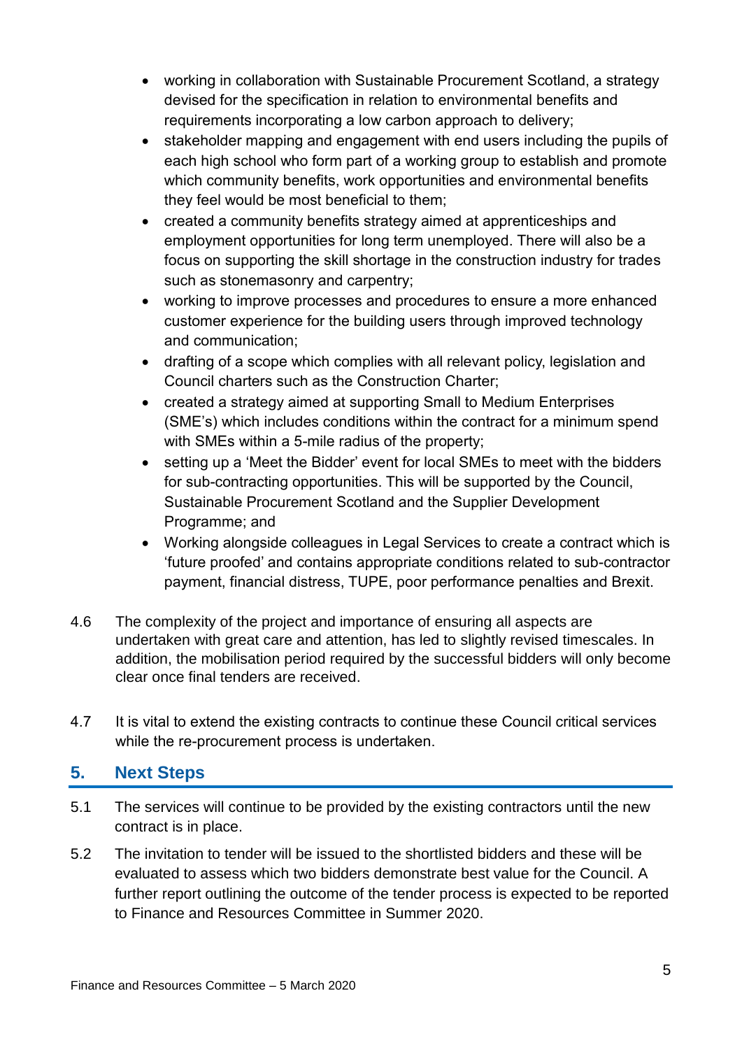- working in collaboration with Sustainable Procurement Scotland, a strategy devised for the specification in relation to environmental benefits and requirements incorporating a low carbon approach to delivery;
- stakeholder mapping and engagement with end users including the pupils of each high school who form part of a working group to establish and promote which community benefits, work opportunities and environmental benefits they feel would be most beneficial to them;
- created a community benefits strategy aimed at apprenticeships and employment opportunities for long term unemployed. There will also be a focus on supporting the skill shortage in the construction industry for trades such as stonemasonry and carpentry;
- working to improve processes and procedures to ensure a more enhanced customer experience for the building users through improved technology and communication;
- drafting of a scope which complies with all relevant policy, legislation and Council charters such as the Construction Charter;
- created a strategy aimed at supporting Small to Medium Enterprises (SME's) which includes conditions within the contract for a minimum spend with SMEs within a 5-mile radius of the property;
- setting up a 'Meet the Bidder' event for local SMEs to meet with the bidders for sub-contracting opportunities. This will be supported by the Council, Sustainable Procurement Scotland and the Supplier Development Programme; and
- Working alongside colleagues in Legal Services to create a contract which is 'future proofed' and contains appropriate conditions related to sub-contractor payment, financial distress, TUPE, poor performance penalties and Brexit.

4.6 The complexity of the project and importance of ensuring all aspects are undertaken with great care and attention, has led to slightly revised timescales. In addition, the mobilisation period required by the successful bidders will only become clear once final tenders are received.

4.7 It is vital to extend the existing contracts to continue these Council critical services while the re-procurement process is undertaken.

## 5. Next Steps

5.1 The services will continue to be provided by the existing contractors until the new contract is in place.

5.2 The invitation to tender will be issued to the shortlisted bidders and these will be evaluated to assess which two bidders demonstrate best value for the Council. A further report outlining the outcome of the tender process is expected to be reported to Finance and Resources Committee in Summer 2020.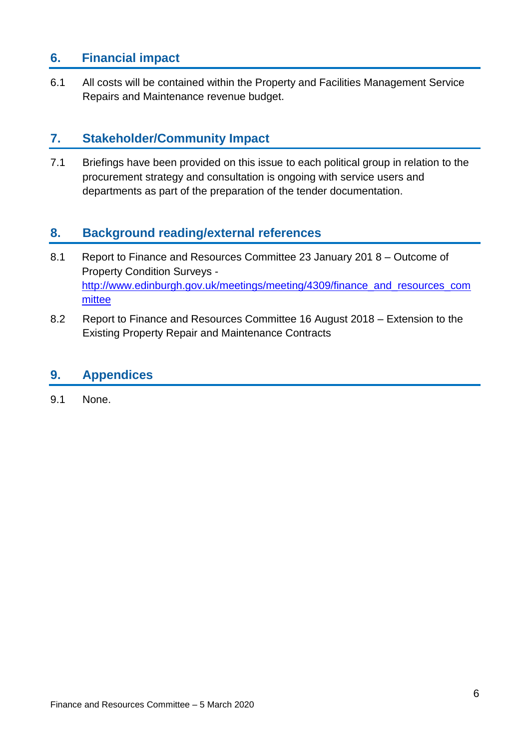## 6. Financial impact

6.1 All costs will be contained within the Property and Facilities Management Service Repairs and Maintenance revenue budget.

## 7. Stakeholder/Community Impact

7.1 Briefings have been provided on this issue to each political group in relation to the procurement strategy and consultation is ongoing with service users and departments as part of the preparation of the tender documentation.

## 8. Background reading/external references

8.1 Report to Finance and Resources Committee 23 January 201 8 – Outcome of Property Condition Surveys - [http://www.edinburgh.gov.uk/meetings/meeting/4309/finance_and_resources_committee](http://www.edinburgh.gov.uk/meetings/meeting/4309/finance_and_resources_committee)

8.2 Report to Finance and Resources Committee 16 August 2018 – Extension to the Existing Property Repair and Maintenance Contracts

## 9. Appendices

9.1 None.